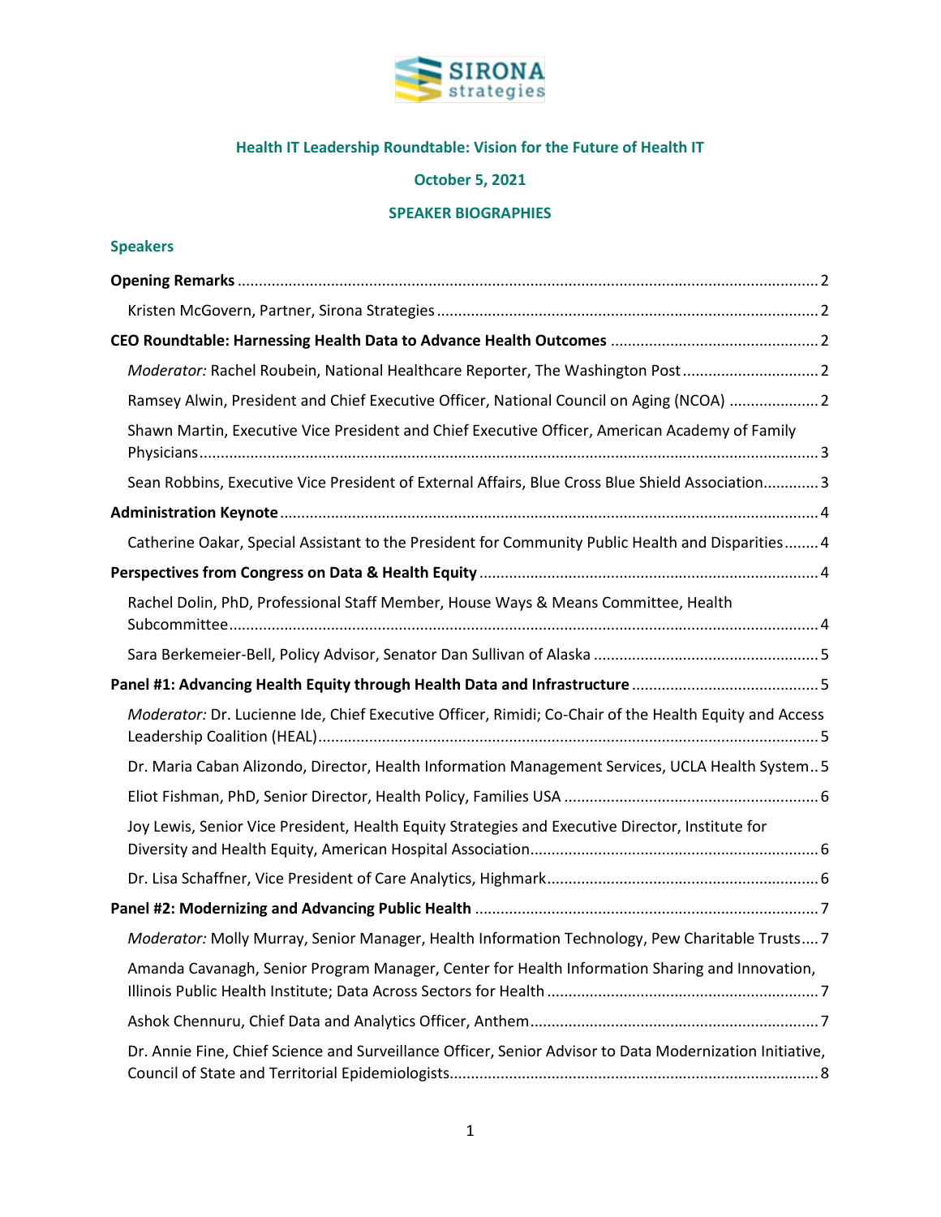SIRONA strategies

**Health IT Leadership Roundtable: Vision for the Future of Health IT**

**October 5, 2021**

**SPEAKER BIOGRAPHIES**

## Speakers

**Opening Remarks** ........ 2

Kristen McGovern, Partner, Sirona Strategies ........ 2

**CEO Roundtable: Harnessing Health Data to Advance Health Outcomes** ........ 2

*Moderator:* Rachel Roubein, National Healthcare Reporter, The Washington Post ........ 2

Ramsey Alwin, President and Chief Executive Officer, National Council on Aging (NCOA) ........ 2

Shawn Martin, Executive Vice President and Chief Executive Officer, American Academy of Family Physicians ........ 3

Sean Robbins, Executive Vice President of External Affairs, Blue Cross Blue Shield Association ........ 3

**Administration Keynote** ........ 4

Catherine Oakar, Special Assistant to the President for Community Public Health and Disparities ........ 4

**Perspectives from Congress on Data & Health Equity** ........ 4

Rachel Dolin, PhD, Professional Staff Member, House Ways & Means Committee, Health Subcommittee ........ 4

Sara Berkemeier-Bell, Policy Advisor, Senator Dan Sullivan of Alaska ........ 5

**Panel #1: Advancing Health Equity through Health Data and Infrastructure** ........ 5

*Moderator:* Dr. Lucienne Ide, Chief Executive Officer, Rimidi; Co-Chair of the Health Equity and Access Leadership Coalition (HEAL) ........ 5

Dr. Maria Caban Alizondo, Director, Health Information Management Services, UCLA Health System ........ 5

Eliot Fishman, PhD, Senior Director, Health Policy, Families USA ........ 6

Joy Lewis, Senior Vice President, Health Equity Strategies and Executive Director, Institute for Diversity and Health Equity, American Hospital Association ........ 6

Dr. Lisa Schaffner, Vice President of Care Analytics, Highmark ........ 6

**Panel #2: Modernizing and Advancing Public Health** ........ 7

*Moderator:* Molly Murray, Senior Manager, Health Information Technology, Pew Charitable Trusts ........ 7

Amanda Cavanagh, Senior Program Manager, Center for Health Information Sharing and Innovation, Illinois Public Health Institute; Data Across Sectors for Health ........ 7

Ashok Chennuru, Chief Data and Analytics Officer, Anthem ........ 7

Dr. Annie Fine, Chief Science and Surveillance Officer, Senior Advisor to Data Modernization Initiative, Council of State and Territorial Epidemiologists ........ 8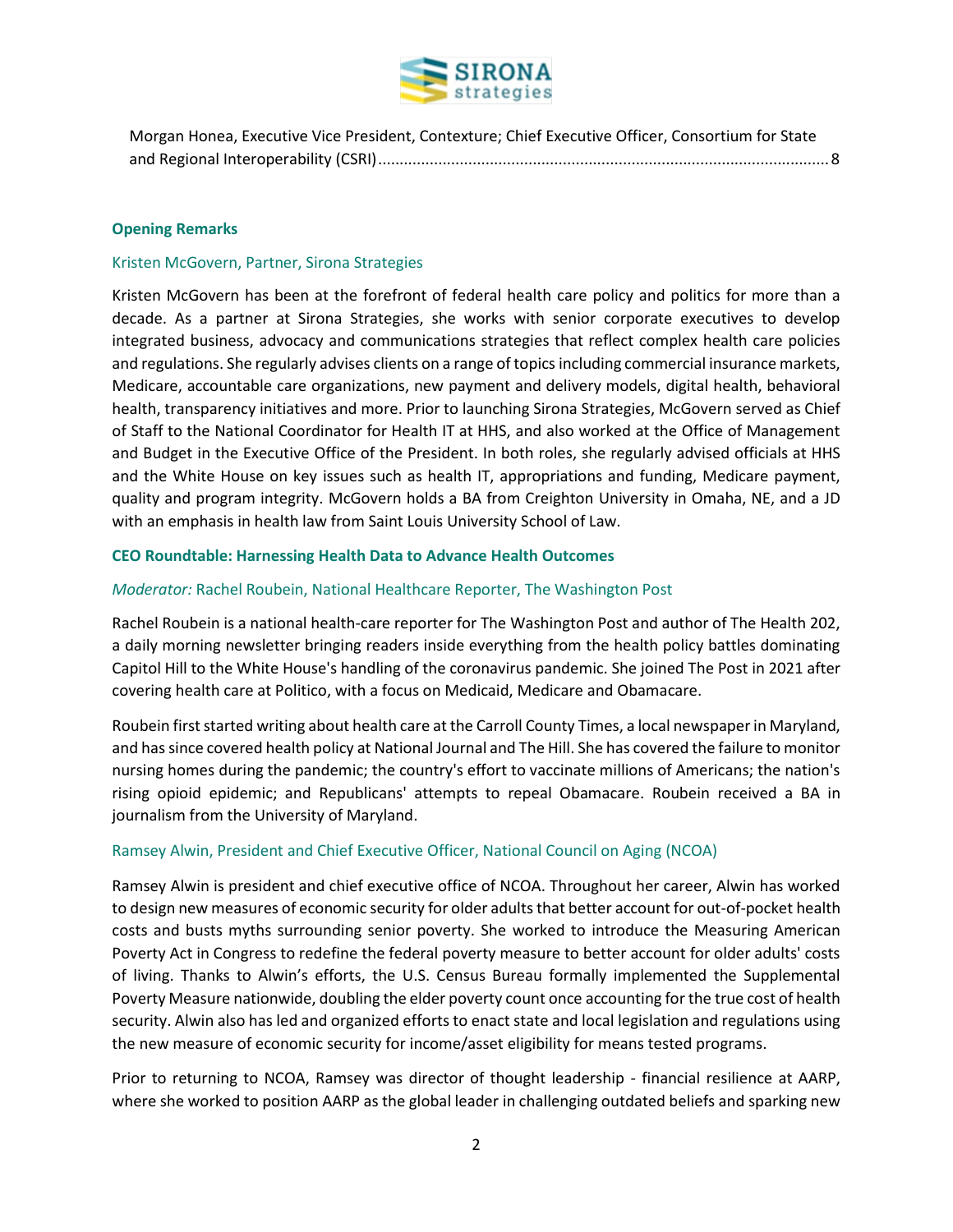Morgan Honea, Executive Vice President, Contexture; Chief Executive Officer, Consortium for State and Regional Interoperability (CSRI)........................................................................................................8

## Opening Remarks

### Kristen McGovern, Partner, Sirona Strategies

Kristen McGovern has been at the forefront of federal health care policy and politics for more than a decade. As a partner at Sirona Strategies, she works with senior corporate executives to develop integrated business, advocacy and communications strategies that reflect complex health care policies and regulations. She regularly advises clients on a range of topics including commercial insurance markets, Medicare, accountable care organizations, new payment and delivery models, digital health, behavioral health, transparency initiatives and more. Prior to launching Sirona Strategies, McGovern served as Chief of Staff to the National Coordinator for Health IT at HHS, and also worked at the Office of Management and Budget in the Executive Office of the President. In both roles, she regularly advised officials at HHS and the White House on key issues such as health IT, appropriations and funding, Medicare payment, quality and program integrity. McGovern holds a BA from Creighton University in Omaha, NE, and a JD with an emphasis in health law from Saint Louis University School of Law.

## CEO Roundtable: Harnessing Health Data to Advance Health Outcomes

### *Moderator:* Rachel Roubein, National Healthcare Reporter, The Washington Post

Rachel Roubein is a national health-care reporter for The Washington Post and author of The Health 202, a daily morning newsletter bringing readers inside everything from the health policy battles dominating Capitol Hill to the White House's handling of the coronavirus pandemic. She joined The Post in 2021 after covering health care at Politico, with a focus on Medicaid, Medicare and Obamacare.

Roubein first started writing about health care at the Carroll County Times, a local newspaper in Maryland, and has since covered health policy at National Journal and The Hill. She has covered the failure to monitor nursing homes during the pandemic; the country's effort to vaccinate millions of Americans; the nation's rising opioid epidemic; and Republicans' attempts to repeal Obamacare. Roubein received a BA in journalism from the University of Maryland.

### Ramsey Alwin, President and Chief Executive Officer, National Council on Aging (NCOA)

Ramsey Alwin is president and chief executive office of NCOA. Throughout her career, Alwin has worked to design new measures of economic security for older adults that better account for out-of-pocket health costs and busts myths surrounding senior poverty. She worked to introduce the Measuring American Poverty Act in Congress to redefine the federal poverty measure to better account for older adults' costs of living. Thanks to Alwin's efforts, the U.S. Census Bureau formally implemented the Supplemental Poverty Measure nationwide, doubling the elder poverty count once accounting for the true cost of health security. Alwin also has led and organized efforts to enact state and local legislation and regulations using the new measure of economic security for income/asset eligibility for means tested programs.

Prior to returning to NCOA, Ramsey was director of thought leadership - financial resilience at AARP, where she worked to position AARP as the global leader in challenging outdated beliefs and sparking new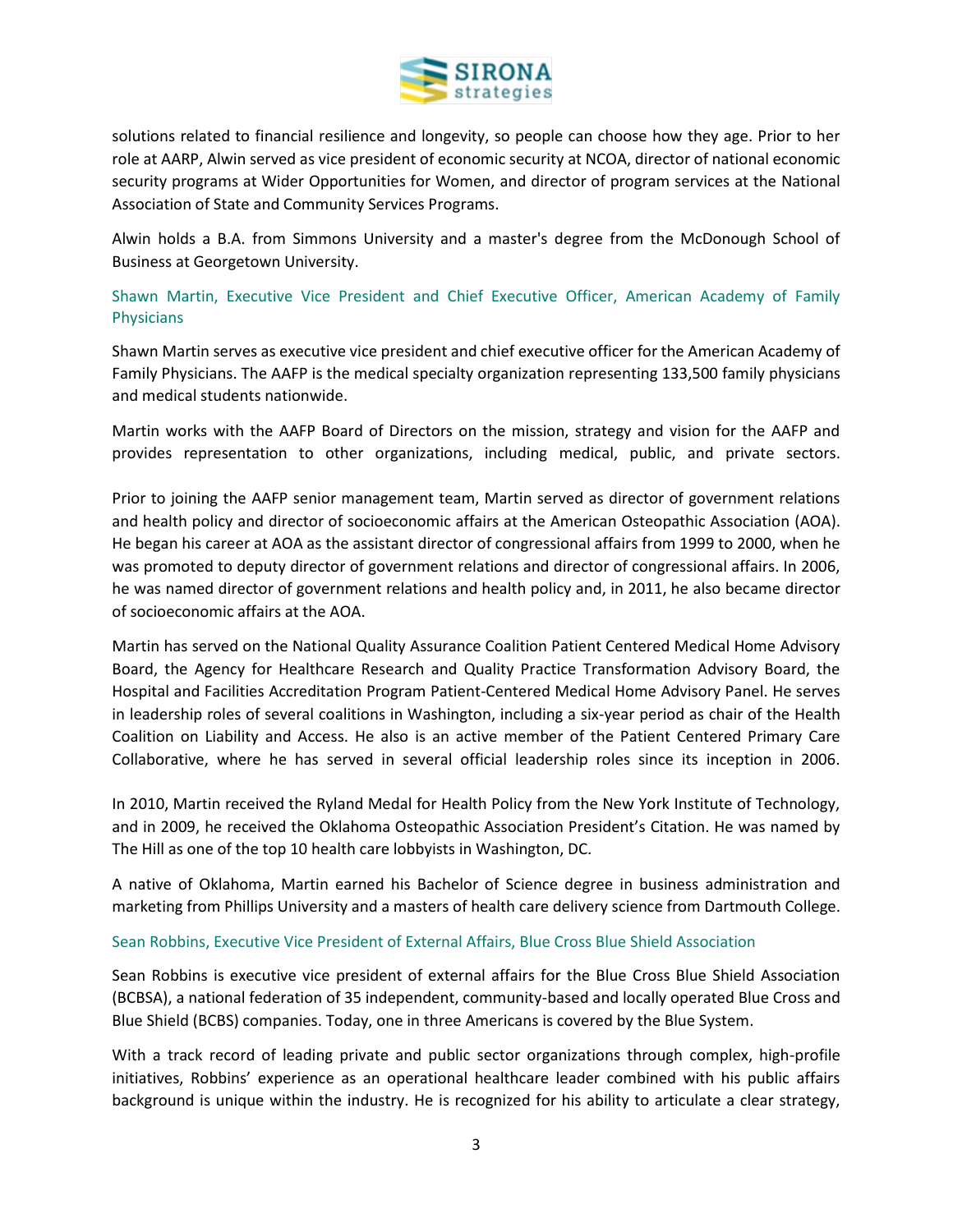solutions related to financial resilience and longevity, so people can choose how they age. Prior to her role at AARP, Alwin served as vice president of economic security at NCOA, director of national economic security programs at Wider Opportunities for Women, and director of program services at the National Association of State and Community Services Programs.

Alwin holds a B.A. from Simmons University and a master's degree from the McDonough School of Business at Georgetown University.

### Shawn Martin, Executive Vice President and Chief Executive Officer, American Academy of Family Physicians

Shawn Martin serves as executive vice president and chief executive officer for the American Academy of Family Physicians. The AAFP is the medical specialty organization representing 133,500 family physicians and medical students nationwide.

Martin works with the AAFP Board of Directors on the mission, strategy and vision for the AAFP and provides representation to other organizations, including medical, public, and private sectors.

Prior to joining the AAFP senior management team, Martin served as director of government relations and health policy and director of socioeconomic affairs at the American Osteopathic Association (AOA). He began his career at AOA as the assistant director of congressional affairs from 1999 to 2000, when he was promoted to deputy director of government relations and director of congressional affairs. In 2006, he was named director of government relations and health policy and, in 2011, he also became director of socioeconomic affairs at the AOA.

Martin has served on the National Quality Assurance Coalition Patient Centered Medical Home Advisory Board, the Agency for Healthcare Research and Quality Practice Transformation Advisory Board, the Hospital and Facilities Accreditation Program Patient-Centered Medical Home Advisory Panel. He serves in leadership roles of several coalitions in Washington, including a six-year period as chair of the Health Coalition on Liability and Access. He also is an active member of the Patient Centered Primary Care Collaborative, where he has served in several official leadership roles since its inception in 2006.

In 2010, Martin received the Ryland Medal for Health Policy from the New York Institute of Technology, and in 2009, he received the Oklahoma Osteopathic Association President's Citation. He was named by The Hill as one of the top 10 health care lobbyists in Washington, DC.

A native of Oklahoma, Martin earned his Bachelor of Science degree in business administration and marketing from Phillips University and a masters of health care delivery science from Dartmouth College.

### Sean Robbins, Executive Vice President of External Affairs, Blue Cross Blue Shield Association

Sean Robbins is executive vice president of external affairs for the Blue Cross Blue Shield Association (BCBSA), a national federation of 35 independent, community-based and locally operated Blue Cross and Blue Shield (BCBS) companies. Today, one in three Americans is covered by the Blue System.

With a track record of leading private and public sector organizations through complex, high-profile initiatives, Robbins' experience as an operational healthcare leader combined with his public affairs background is unique within the industry. He is recognized for his ability to articulate a clear strategy,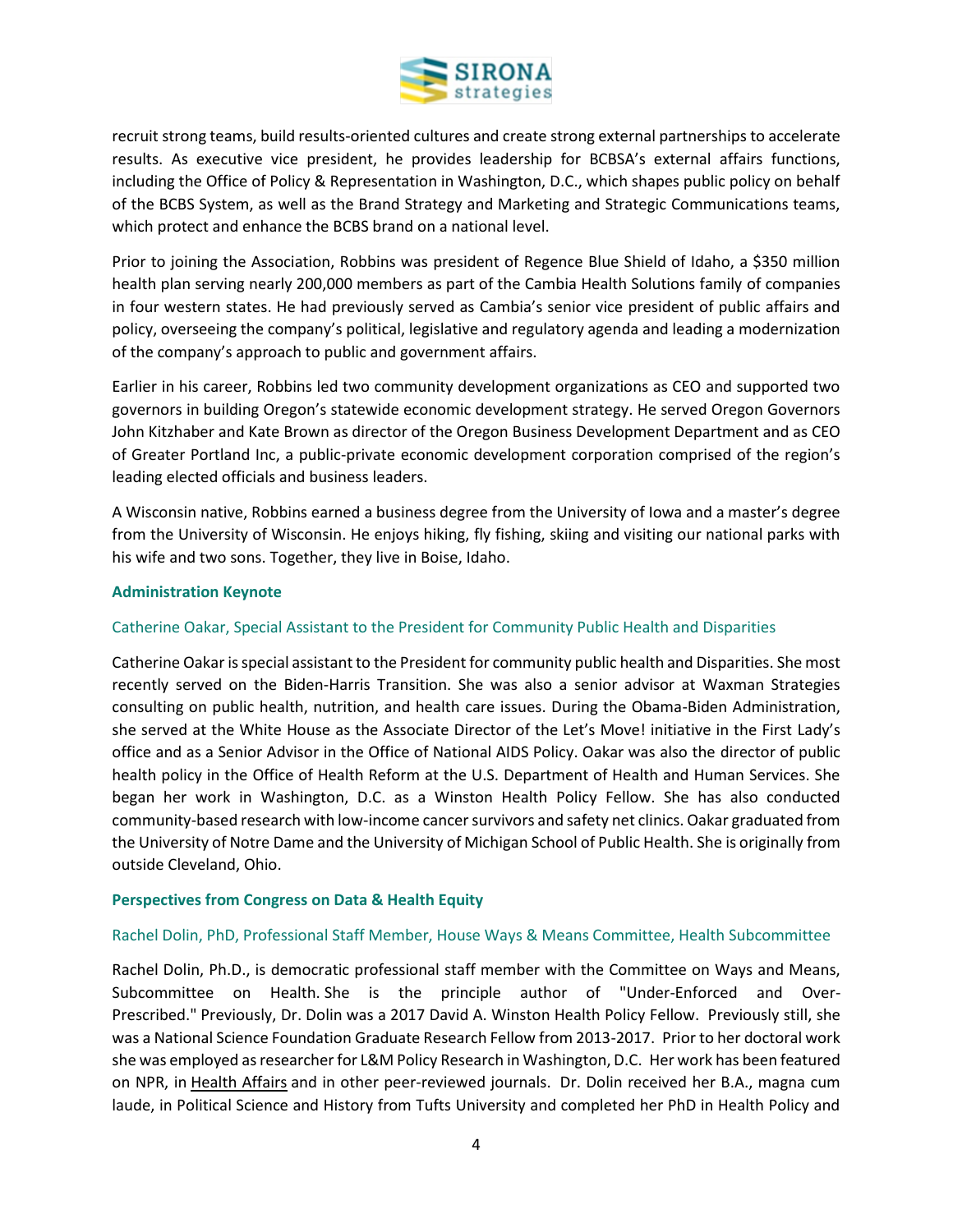recruit strong teams, build results-oriented cultures and create strong external partnerships to accelerate results. As executive vice president, he provides leadership for BCBSA's external affairs functions, including the Office of Policy & Representation in Washington, D.C., which shapes public policy on behalf of the BCBS System, as well as the Brand Strategy and Marketing and Strategic Communications teams, which protect and enhance the BCBS brand on a national level.

Prior to joining the Association, Robbins was president of Regence Blue Shield of Idaho, a $350 million health plan serving nearly 200,000 members as part of the Cambia Health Solutions family of companies in four western states. He had previously served as Cambia's senior vice president of public affairs and policy, overseeing the company's political, legislative and regulatory agenda and leading a modernization of the company's approach to public and government affairs.

Earlier in his career, Robbins led two community development organizations as CEO and supported two governors in building Oregon's statewide economic development strategy. He served Oregon Governors John Kitzhaber and Kate Brown as director of the Oregon Business Development Department and as CEO of Greater Portland Inc, a public-private economic development corporation comprised of the region's leading elected officials and business leaders.

A Wisconsin native, Robbins earned a business degree from the University of Iowa and a master's degree from the University of Wisconsin. He enjoys hiking, fly fishing, skiing and visiting our national parks with his wife and two sons. Together, they live in Boise, Idaho.

### Administration Keynote

#### Catherine Oakar, Special Assistant to the President for Community Public Health and Disparities

Catherine Oakar is special assistant to the President for community public health and Disparities. She most recently served on the Biden-Harris Transition. She was also a senior advisor at Waxman Strategies consulting on public health, nutrition, and health care issues. During the Obama-Biden Administration, she served at the White House as the Associate Director of the Let's Move! initiative in the First Lady's office and as a Senior Advisor in the Office of National AIDS Policy. Oakar was also the director of public health policy in the Office of Health Reform at the U.S. Department of Health and Human Services. She began her work in Washington, D.C. as a Winston Health Policy Fellow. She has also conducted community-based research with low-income cancer survivors and safety net clinics. Oakar graduated from the University of Notre Dame and the University of Michigan School of Public Health. She is originally from outside Cleveland, Ohio.

### Perspectives from Congress on Data & Health Equity

#### Rachel Dolin, PhD, Professional Staff Member, House Ways & Means Committee, Health Subcommittee

Rachel Dolin, Ph.D., is democratic professional staff member with the Committee on Ways and Means, Subcommittee on Health. She is the principle author of "Under-Enforced and Over-Prescribed." Previously, Dr. Dolin was a 2017 David A. Winston Health Policy Fellow. Previously still, she was a National Science Foundation Graduate Research Fellow from 2013-2017. Prior to her doctoral work she was employed as researcher for L&M Policy Research in Washington, D.C. Her work has been featured on NPR, in Health Affairs and in other peer-reviewed journals. Dr. Dolin received her B.A., magna cum laude, in Political Science and History from Tufts University and completed her PhD in Health Policy and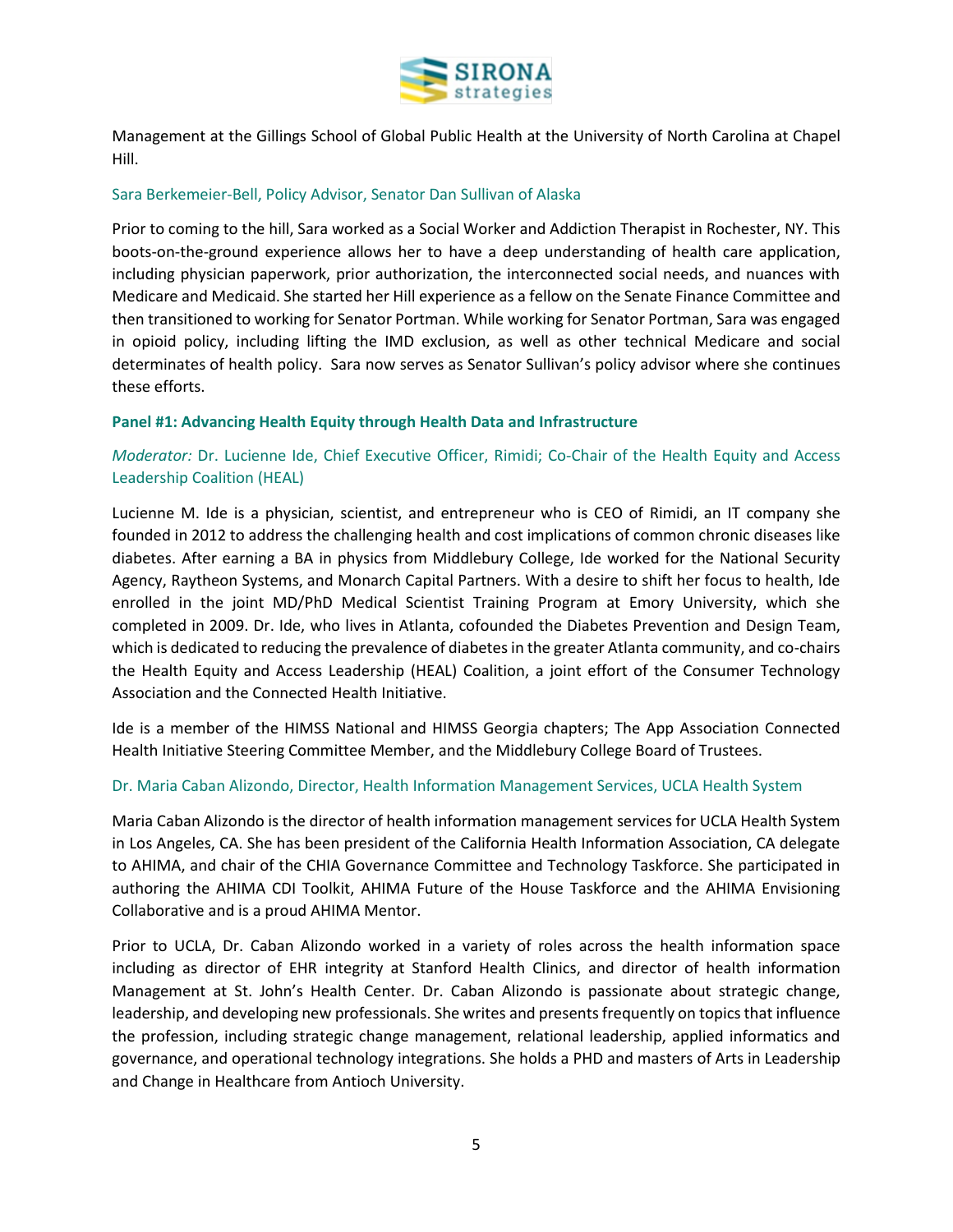Management at the Gillings School of Global Public Health at the University of North Carolina at Chapel Hill.

Sara Berkemeier-Bell, Policy Advisor, Senator Dan Sullivan of Alaska

Prior to coming to the hill, Sara worked as a Social Worker and Addiction Therapist in Rochester, NY. This boots-on-the-ground experience allows her to have a deep understanding of health care application, including physician paperwork, prior authorization, the interconnected social needs, and nuances with Medicare and Medicaid. She started her Hill experience as a fellow on the Senate Finance Committee and then transitioned to working for Senator Portman. While working for Senator Portman, Sara was engaged in opioid policy, including lifting the IMD exclusion, as well as other technical Medicare and social determinates of health policy. Sara now serves as Senator Sullivan's policy advisor where she continues these efforts.

**Panel #1: Advancing Health Equity through Health Data and Infrastructure**

*Moderator:* Dr. Lucienne Ide, Chief Executive Officer, Rimidi; Co-Chair of the Health Equity and Access Leadership Coalition (HEAL)

Lucienne M. Ide is a physician, scientist, and entrepreneur who is CEO of Rimidi, an IT company she founded in 2012 to address the challenging health and cost implications of common chronic diseases like diabetes. After earning a BA in physics from Middlebury College, Ide worked for the National Security Agency, Raytheon Systems, and Monarch Capital Partners. With a desire to shift her focus to health, Ide enrolled in the joint MD/PhD Medical Scientist Training Program at Emory University, which she completed in 2009. Dr. Ide, who lives in Atlanta, cofounded the Diabetes Prevention and Design Team, which is dedicated to reducing the prevalence of diabetes in the greater Atlanta community, and co-chairs the Health Equity and Access Leadership (HEAL) Coalition, a joint effort of the Consumer Technology Association and the Connected Health Initiative.

Ide is a member of the HIMSS National and HIMSS Georgia chapters; The App Association Connected Health Initiative Steering Committee Member, and the Middlebury College Board of Trustees.

Dr. Maria Caban Alizondo, Director, Health Information Management Services, UCLA Health System

Maria Caban Alizondo is the director of health information management services for UCLA Health System in Los Angeles, CA. She has been president of the California Health Information Association, CA delegate to AHIMA, and chair of the CHIA Governance Committee and Technology Taskforce. She participated in authoring the AHIMA CDI Toolkit, AHIMA Future of the House Taskforce and the AHIMA Envisioning Collaborative and is a proud AHIMA Mentor.

Prior to UCLA, Dr. Caban Alizondo worked in a variety of roles across the health information space including as director of EHR integrity at Stanford Health Clinics, and director of health information Management at St. John's Health Center. Dr. Caban Alizondo is passionate about strategic change, leadership, and developing new professionals. She writes and presents frequently on topics that influence the profession, including strategic change management, relational leadership, applied informatics and governance, and operational technology integrations. She holds a PHD and masters of Arts in Leadership and Change in Healthcare from Antioch University.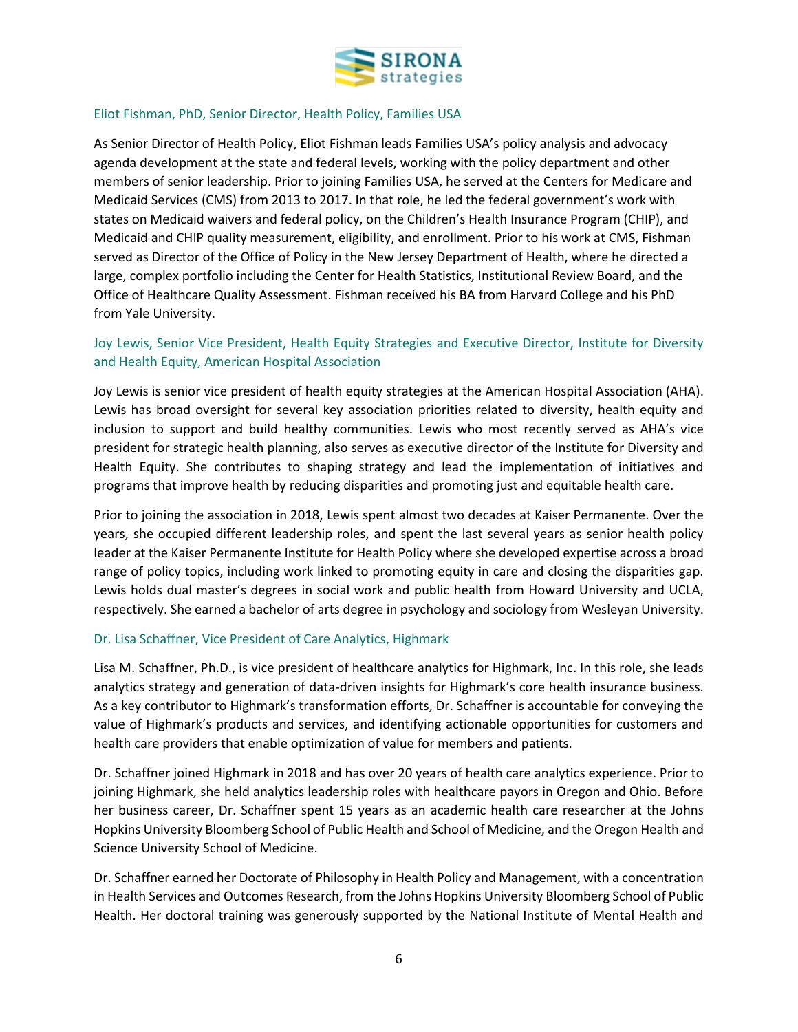### Eliot Fishman, PhD, Senior Director, Health Policy, Families USA

As Senior Director of Health Policy, Eliot Fishman leads Families USA's policy analysis and advocacy agenda development at the state and federal levels, working with the policy department and other members of senior leadership. Prior to joining Families USA, he served at the Centers for Medicare and Medicaid Services (CMS) from 2013 to 2017. In that role, he led the federal government's work with states on Medicaid waivers and federal policy, on the Children's Health Insurance Program (CHIP), and Medicaid and CHIP quality measurement, eligibility, and enrollment. Prior to his work at CMS, Fishman served as Director of the Office of Policy in the New Jersey Department of Health, where he directed a large, complex portfolio including the Center for Health Statistics, Institutional Review Board, and the Office of Healthcare Quality Assessment. Fishman received his BA from Harvard College and his PhD from Yale University.

### Joy Lewis, Senior Vice President, Health Equity Strategies and Executive Director, Institute for Diversity and Health Equity, American Hospital Association

Joy Lewis is senior vice president of health equity strategies at the American Hospital Association (AHA). Lewis has broad oversight for several key association priorities related to diversity, health equity and inclusion to support and build healthy communities. Lewis who most recently served as AHA's vice president for strategic health planning, also serves as executive director of the Institute for Diversity and Health Equity. She contributes to shaping strategy and lead the implementation of initiatives and programs that improve health by reducing disparities and promoting just and equitable health care.

Prior to joining the association in 2018, Lewis spent almost two decades at Kaiser Permanente. Over the years, she occupied different leadership roles, and spent the last several years as senior health policy leader at the Kaiser Permanente Institute for Health Policy where she developed expertise across a broad range of policy topics, including work linked to promoting equity in care and closing the disparities gap. Lewis holds dual master's degrees in social work and public health from Howard University and UCLA, respectively. She earned a bachelor of arts degree in psychology and sociology from Wesleyan University.

### Dr. Lisa Schaffner, Vice President of Care Analytics, Highmark

Lisa M. Schaffner, Ph.D., is vice president of healthcare analytics for Highmark, Inc. In this role, she leads analytics strategy and generation of data-driven insights for Highmark's core health insurance business. As a key contributor to Highmark's transformation efforts, Dr. Schaffner is accountable for conveying the value of Highmark's products and services, and identifying actionable opportunities for customers and health care providers that enable optimization of value for members and patients.

Dr. Schaffner joined Highmark in 2018 and has over 20 years of health care analytics experience. Prior to joining Highmark, she held analytics leadership roles with healthcare payors in Oregon and Ohio. Before her business career, Dr. Schaffner spent 15 years as an academic health care researcher at the Johns Hopkins University Bloomberg School of Public Health and School of Medicine, and the Oregon Health and Science University School of Medicine.

Dr. Schaffner earned her Doctorate of Philosophy in Health Policy and Management, with a concentration in Health Services and Outcomes Research, from the Johns Hopkins University Bloomberg School of Public Health. Her doctoral training was generously supported by the National Institute of Mental Health and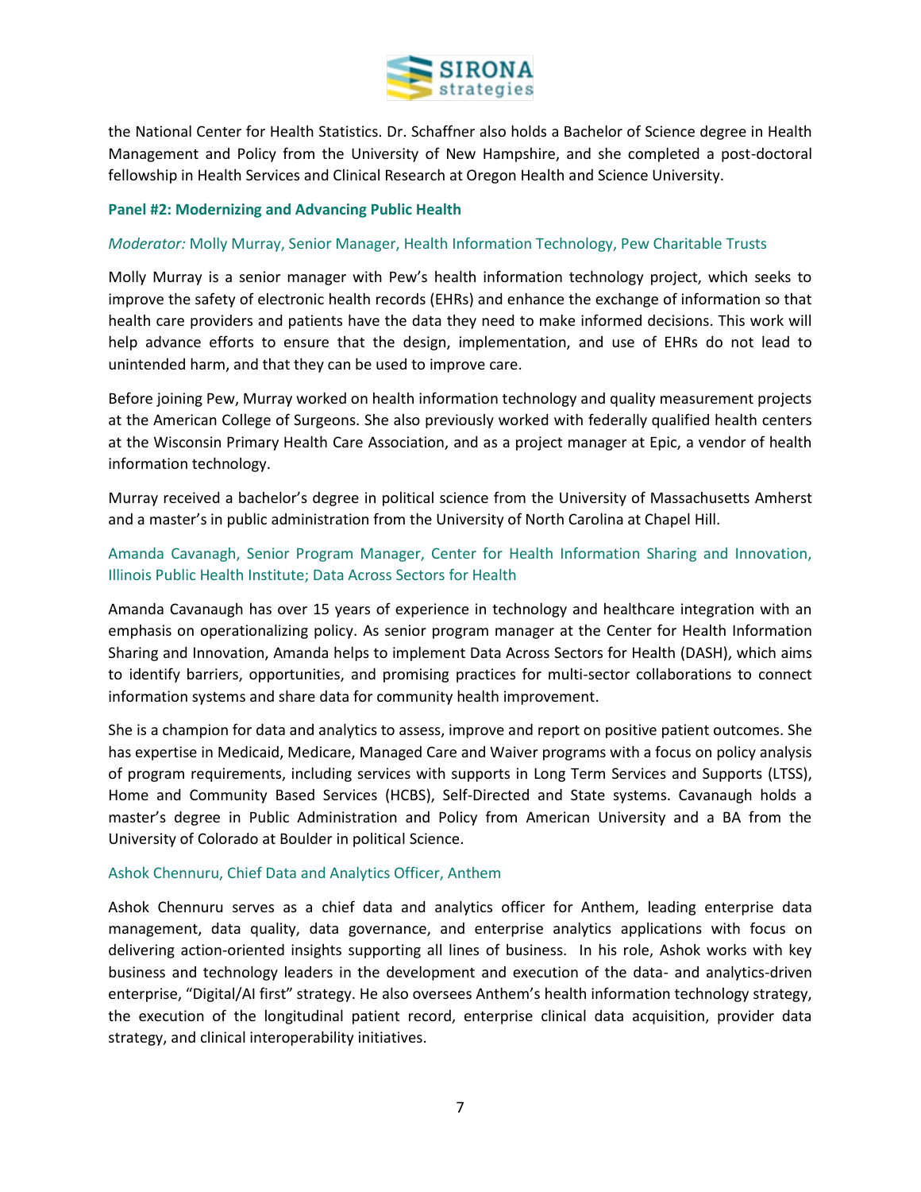the National Center for Health Statistics. Dr. Schaffner also holds a Bachelor of Science degree in Health Management and Policy from the University of New Hampshire, and she completed a post-doctoral fellowship in Health Services and Clinical Research at Oregon Health and Science University.

**Panel #2: Modernizing and Advancing Public Health**

*Moderator:* Molly Murray, Senior Manager, Health Information Technology, Pew Charitable Trusts

Molly Murray is a senior manager with Pew's health information technology project, which seeks to improve the safety of electronic health records (EHRs) and enhance the exchange of information so that health care providers and patients have the data they need to make informed decisions. This work will help advance efforts to ensure that the design, implementation, and use of EHRs do not lead to unintended harm, and that they can be used to improve care.

Before joining Pew, Murray worked on health information technology and quality measurement projects at the American College of Surgeons. She also previously worked with federally qualified health centers at the Wisconsin Primary Health Care Association, and as a project manager at Epic, a vendor of health information technology.

Murray received a bachelor's degree in political science from the University of Massachusetts Amherst and a master's in public administration from the University of North Carolina at Chapel Hill.

Amanda Cavanagh, Senior Program Manager, Center for Health Information Sharing and Innovation, Illinois Public Health Institute; Data Across Sectors for Health

Amanda Cavanaugh has over 15 years of experience in technology and healthcare integration with an emphasis on operationalizing policy. As senior program manager at the Center for Health Information Sharing and Innovation, Amanda helps to implement Data Across Sectors for Health (DASH), which aims to identify barriers, opportunities, and promising practices for multi-sector collaborations to connect information systems and share data for community health improvement.

She is a champion for data and analytics to assess, improve and report on positive patient outcomes. She has expertise in Medicaid, Medicare, Managed Care and Waiver programs with a focus on policy analysis of program requirements, including services with supports in Long Term Services and Supports (LTSS), Home and Community Based Services (HCBS), Self-Directed and State systems. Cavanaugh holds a master's degree in Public Administration and Policy from American University and a BA from the University of Colorado at Boulder in political Science.

Ashok Chennuru, Chief Data and Analytics Officer, Anthem

Ashok Chennuru serves as a chief data and analytics officer for Anthem, leading enterprise data management, data quality, data governance, and enterprise analytics applications with focus on delivering action-oriented insights supporting all lines of business. In his role, Ashok works with key business and technology leaders in the development and execution of the data- and analytics-driven enterprise, "Digital/AI first" strategy. He also oversees Anthem's health information technology strategy, the execution of the longitudinal patient record, enterprise clinical data acquisition, provider data strategy, and clinical interoperability initiatives.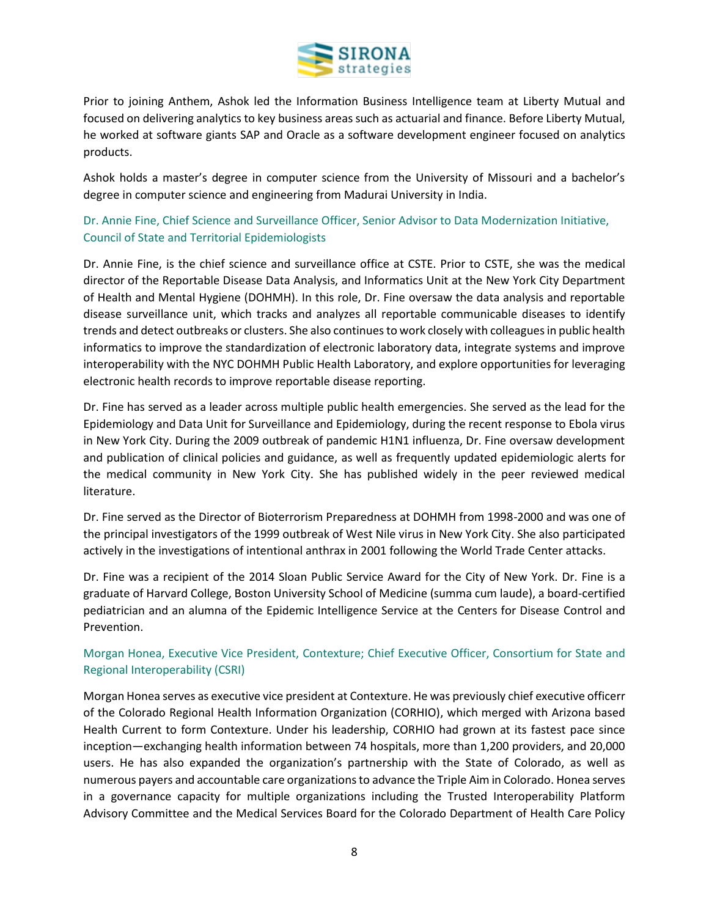Prior to joining Anthem, Ashok led the Information Business Intelligence team at Liberty Mutual and focused on delivering analytics to key business areas such as actuarial and finance. Before Liberty Mutual, he worked at software giants SAP and Oracle as a software development engineer focused on analytics products.

Ashok holds a master's degree in computer science from the University of Missouri and a bachelor's degree in computer science and engineering from Madurai University in India.

### Dr. Annie Fine, Chief Science and Surveillance Officer, Senior Advisor to Data Modernization Initiative, Council of State and Territorial Epidemiologists

Dr. Annie Fine, is the chief science and surveillance office at CSTE. Prior to CSTE, she was the medical director of the Reportable Disease Data Analysis, and Informatics Unit at the New York City Department of Health and Mental Hygiene (DOHMH). In this role, Dr. Fine oversaw the data analysis and reportable disease surveillance unit, which tracks and analyzes all reportable communicable diseases to identify trends and detect outbreaks or clusters. She also continues to work closely with colleagues in public health informatics to improve the standardization of electronic laboratory data, integrate systems and improve interoperability with the NYC DOHMH Public Health Laboratory, and explore opportunities for leveraging electronic health records to improve reportable disease reporting.

Dr. Fine has served as a leader across multiple public health emergencies. She served as the lead for the Epidemiology and Data Unit for Surveillance and Epidemiology, during the recent response to Ebola virus in New York City. During the 2009 outbreak of pandemic H1N1 influenza, Dr. Fine oversaw development and publication of clinical policies and guidance, as well as frequently updated epidemiologic alerts for the medical community in New York City. She has published widely in the peer reviewed medical literature.

Dr. Fine served as the Director of Bioterrorism Preparedness at DOHMH from 1998-2000 and was one of the principal investigators of the 1999 outbreak of West Nile virus in New York City. She also participated actively in the investigations of intentional anthrax in 2001 following the World Trade Center attacks.

Dr. Fine was a recipient of the 2014 Sloan Public Service Award for the City of New York. Dr. Fine is a graduate of Harvard College, Boston University School of Medicine (summa cum laude), a board-certified pediatrician and an alumna of the Epidemic Intelligence Service at the Centers for Disease Control and Prevention.

### Morgan Honea, Executive Vice President, Contexture; Chief Executive Officer, Consortium for State and Regional Interoperability (CSRI)

Morgan Honea serves as executive vice president at Contexture. He was previously chief executive officerr of the Colorado Regional Health Information Organization (CORHIO), which merged with Arizona based Health Current to form Contexture. Under his leadership, CORHIO had grown at its fastest pace since inception—exchanging health information between 74 hospitals, more than 1,200 providers, and 20,000 users. He has also expanded the organization's partnership with the State of Colorado, as well as numerous payers and accountable care organizations to advance the Triple Aim in Colorado. Honea serves in a governance capacity for multiple organizations including the Trusted Interoperability Platform Advisory Committee and the Medical Services Board for the Colorado Department of Health Care Policy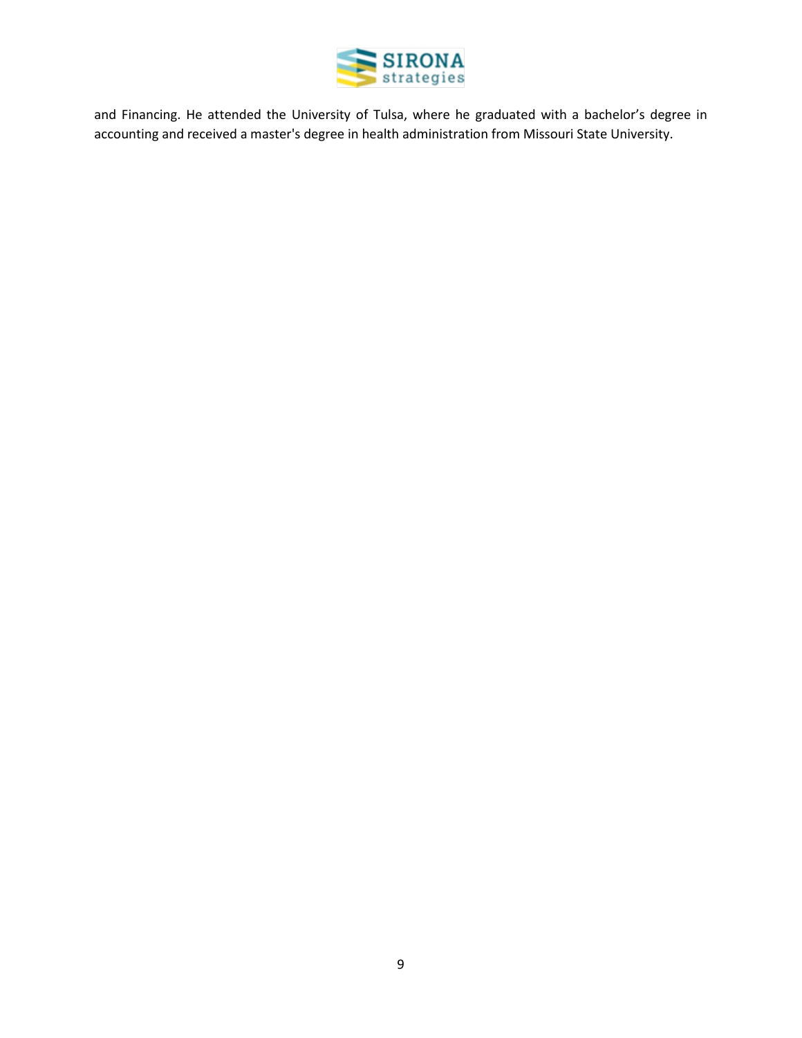and Financing. He attended the University of Tulsa, where he graduated with a bachelor’s degree in accounting and received a master's degree in health administration from Missouri State University.